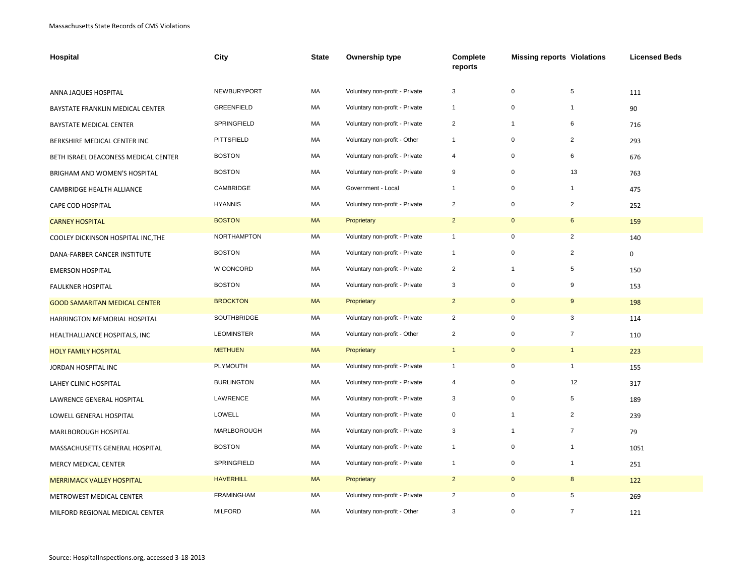Massachusetts State Records of CMS Violations

| Hospital | City | State | Ownership type | Complete reports | Missing reports | Violations | Licensed Beds |
|---|---|---|---|---|---|---|---|
| ANNA JAQUES HOSPITAL | NEWBURYPORT | MA | Voluntary non-profit - Private | 3 | 0 | 5 | 111 |
| BAYSTATE FRANKLIN MEDICAL CENTER | GREENFIELD | MA | Voluntary non-profit - Private | 1 | 0 | 1 | 90 |
| BAYSTATE MEDICAL CENTER | SPRINGFIELD | MA | Voluntary non-profit - Private | 2 | 1 | 6 | 716 |
| BERKSHIRE MEDICAL CENTER INC | PITTSFIELD | MA | Voluntary non-profit - Other | 1 | 0 | 2 | 293 |
| BETH ISRAEL DEACONESS MEDICAL CENTER | BOSTON | MA | Voluntary non-profit - Private | 4 | 0 | 6 | 676 |
| BRIGHAM AND WOMEN'S HOSPITAL | BOSTON | MA | Voluntary non-profit - Private | 9 | 0 | 13 | 763 |
| CAMBRIDGE HEALTH ALLIANCE | CAMBRIDGE | MA | Government - Local | 1 | 0 | 1 | 475 |
| CAPE COD HOSPITAL | HYANNIS | MA | Voluntary non-profit - Private | 2 | 0 | 2 | 252 |
| CARNEY HOSPITAL | BOSTON | MA | Proprietary | 2 | 0 | 6 | 159 |
| COOLEY DICKINSON HOSPITAL INC,THE | NORTHAMPTON | MA | Voluntary non-profit - Private | 1 | 0 | 2 | 140 |
| DANA-FARBER CANCER INSTITUTE | BOSTON | MA | Voluntary non-profit - Private | 1 | 0 | 2 | 0 |
| EMERSON HOSPITAL | W CONCORD | MA | Voluntary non-profit - Private | 2 | 1 | 5 | 150 |
| FAULKNER HOSPITAL | BOSTON | MA | Voluntary non-profit - Private | 3 | 0 | 9 | 153 |
| GOOD SAMARITAN MEDICAL CENTER | BROCKTON | MA | Proprietary | 2 | 0 | 9 | 198 |
| HARRINGTON MEMORIAL HOSPITAL | SOUTHBRIDGE | MA | Voluntary non-profit - Private | 2 | 0 | 3 | 114 |
| HEALTHALLIANCE HOSPITALS, INC | LEOMINSTER | MA | Voluntary non-profit - Other | 2 | 0 | 7 | 110 |
| HOLY FAMILY HOSPITAL | METHUEN | MA | Proprietary | 1 | 0 | 1 | 223 |
| JORDAN HOSPITAL INC | PLYMOUTH | MA | Voluntary non-profit - Private | 1 | 0 | 1 | 155 |
| LAHEY CLINIC HOSPITAL | BURLINGTON | MA | Voluntary non-profit - Private | 4 | 0 | 12 | 317 |
| LAWRENCE GENERAL HOSPITAL | LAWRENCE | MA | Voluntary non-profit - Private | 3 | 0 | 5 | 189 |
| LOWELL GENERAL HOSPITAL | LOWELL | MA | Voluntary non-profit - Private | 0 | 1 | 2 | 239 |
| MARLBOROUGH HOSPITAL | MARLBOROUGH | MA | Voluntary non-profit - Private | 3 | 1 | 7 | 79 |
| MASSACHUSETTS GENERAL HOSPITAL | BOSTON | MA | Voluntary non-profit - Private | 1 | 0 | 1 | 1051 |
| MERCY MEDICAL CENTER | SPRINGFIELD | MA | Voluntary non-profit - Private | 1 | 0 | 1 | 251 |
| MERRIMACK VALLEY HOSPITAL | HAVERHILL | MA | Proprietary | 2 | 0 | 8 | 122 |
| METROWEST MEDICAL CENTER | FRAMINGHAM | MA | Voluntary non-profit - Private | 2 | 0 | 5 | 269 |
| MILFORD REGIONAL MEDICAL CENTER | MILFORD | MA | Voluntary non-profit - Other | 3 | 0 | 7 | 121 |

Source: HospitalInspections.org, accessed 3-18-2013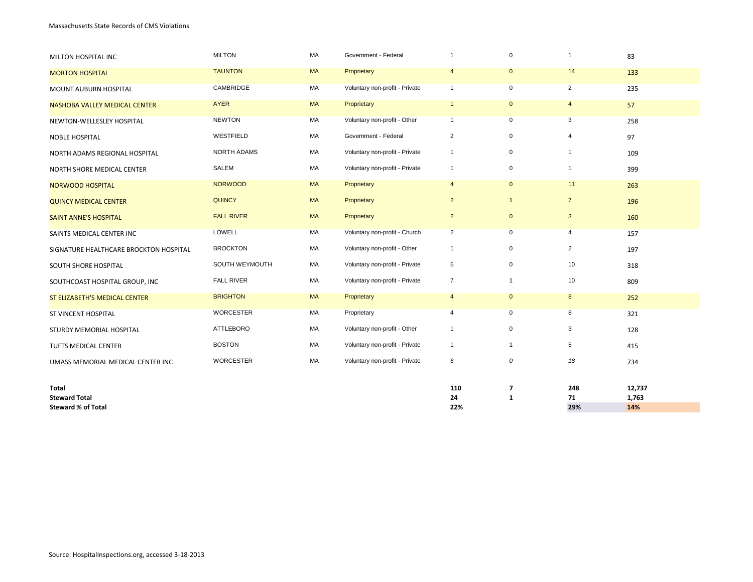| | | | | | | | |
|---|---|---|---|---|---|---|---|
| MILTON HOSPITAL INC | MILTON | MA | Government - Federal | 1 | 0 | 1 | 83 |
| MORTON HOSPITAL | TAUNTON | MA | Proprietary | 4 | 0 | 14 | 133 |
| MOUNT AUBURN HOSPITAL | CAMBRIDGE | MA | Voluntary non-profit - Private | 1 | 0 | 2 | 235 |
| NASHOBA VALLEY MEDICAL CENTER | AYER | MA | Proprietary | 1 | 0 | 4 | 57 |
| NEWTON-WELLESLEY HOSPITAL | NEWTON | MA | Voluntary non-profit - Other | 1 | 0 | 3 | 258 |
| NOBLE HOSPITAL | WESTFIELD | MA | Government - Federal | 2 | 0 | 4 | 97 |
| NORTH ADAMS REGIONAL HOSPITAL | NORTH ADAMS | MA | Voluntary non-profit - Private | 1 | 0 | 1 | 109 |
| NORTH SHORE MEDICAL CENTER | SALEM | MA | Voluntary non-profit - Private | 1 | 0 | 1 | 399 |
| NORWOOD HOSPITAL | NORWOOD | MA | Proprietary | 4 | 0 | 11 | 263 |
| QUINCY MEDICAL CENTER | QUINCY | MA | Proprietary | 2 | 1 | 7 | 196 |
| SAINT ANNE'S HOSPITAL | FALL RIVER | MA | Proprietary | 2 | 0 | 3 | 160 |
| SAINTS MEDICAL CENTER INC | LOWELL | MA | Voluntary non-profit - Church | 2 | 0 | 4 | 157 |
| SIGNATURE HEALTHCARE BROCKTON HOSPITAL | BROCKTON | MA | Voluntary non-profit - Other | 1 | 0 | 2 | 197 |
| SOUTH SHORE HOSPITAL | SOUTH WEYMOUTH | MA | Voluntary non-profit - Private | 5 | 0 | 10 | 318 |
| SOUTHCOAST HOSPITAL GROUP, INC | FALL RIVER | MA | Voluntary non-profit - Private | 7 | 1 | 10 | 809 |
| ST ELIZABETH'S MEDICAL CENTER | BRIGHTON | MA | Proprietary | 4 | 0 | 8 | 252 |
| ST VINCENT HOSPITAL | WORCESTER | MA | Proprietary | 4 | 0 | 8 | 321 |
| STURDY MEMORIAL HOSPITAL | ATTLEBORO | MA | Voluntary non-profit - Other | 1 | 0 | 3 | 128 |
| TUFTS MEDICAL CENTER | BOSTON | MA | Voluntary non-profit - Private | 1 | 1 | 5 | 415 |
| UMASS MEMORIAL MEDICAL CENTER INC | WORCESTER | MA | Voluntary non-profit - Private | *6* | *0* | *18* | 734 |
| **Total** | | | | **110** | **7** | **248** | **12,737** |
| **Steward Total** | | | | **24** | **1** | **71** | **1,763** |
| **Steward % of Total** | | | | **22%** | | **29%** | **14%** |

Source: HospitalInspections.org, accessed 3-18-2013